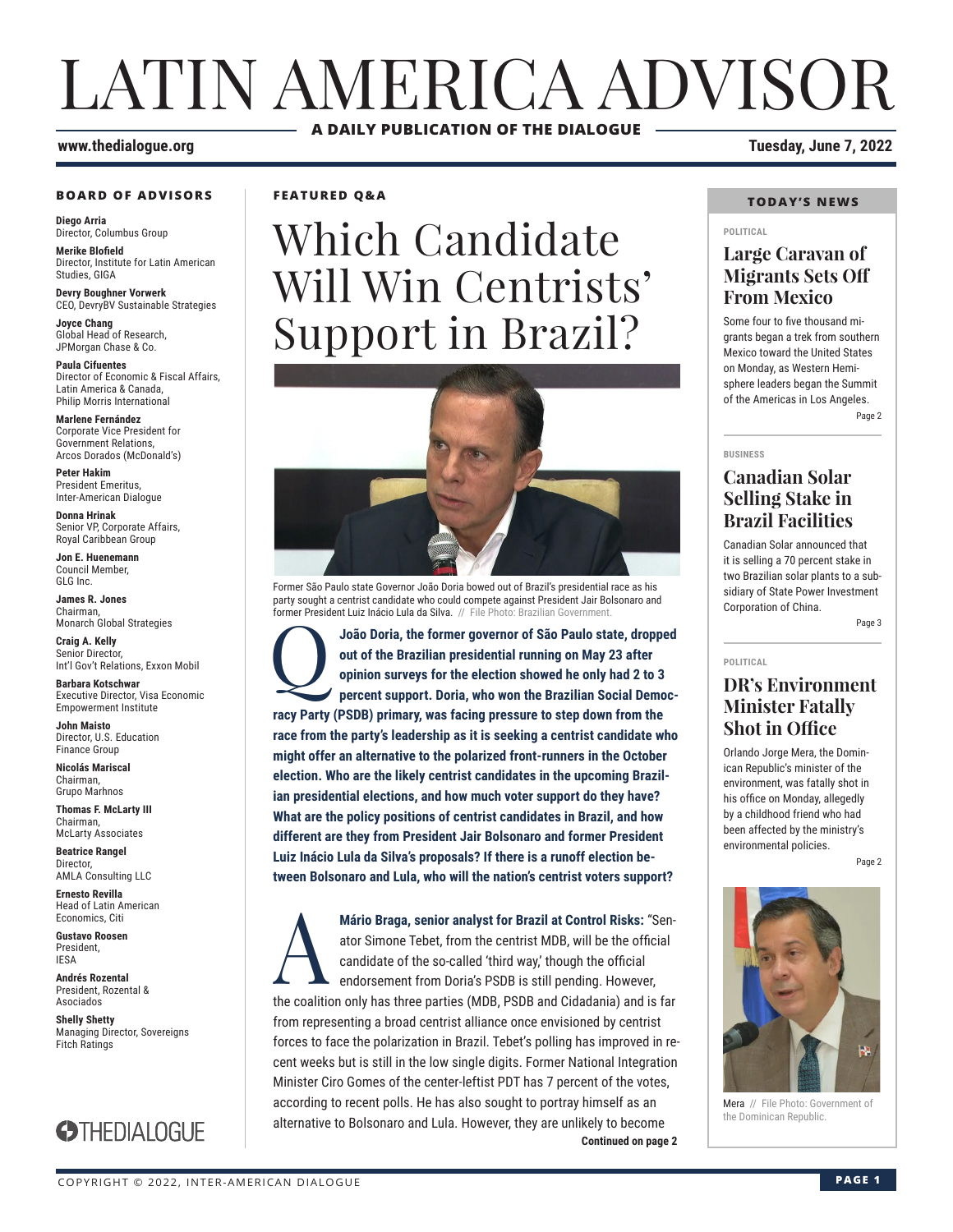# LATIN AMERICA ADVISOR

**A DAILY PUBLICATION OF THE DIALOGUE**

**www.thedialogue.org**

**Tuesday, June 7, 2022**

### BOARD OF ADVISORS

**Diego Arria**
Director, Columbus Group

**Merike Blofield**
Director, Institute for Latin American Studies, GIGA

**Devry Boughner Vorwerk**
CEO, DevryBV Sustainable Strategies

**Joyce Chang**
Global Head of Research, JPMorgan Chase & Co.

**Paula Cifuentes**
Director of Economic & Fiscal Affairs, Latin America & Canada, Philip Morris International

**Marlene Fernández**
Corporate Vice President for Government Relations, Arcos Dorados (McDonald's)

**Peter Hakim**
President Emeritus, Inter-American Dialogue

**Donna Hrinak**
Senior VP, Corporate Affairs, Royal Caribbean Group

**Jon E. Huenemann**
Council Member, GLG Inc.

**James R. Jones**
Chairman, Monarch Global Strategies

**Craig A. Kelly**
Senior Director, Int'l Gov't Relations, Exxon Mobil

**Barbara Kotschwar**
Executive Director, Visa Economic Empowerment Institute

**John Maisto**
Director, U.S. Education Finance Group

**Nicolás Mariscal**
Chairman, Grupo Marhnos

**Thomas F. McLarty III**
Chairman, McLarty Associates

**Beatrice Rangel**
Director, AMLA Consulting LLC

**Ernesto Revilla**
Head of Latin American Economics, Citi

**Gustavo Roosen**
President, IESA

**Andrés Rozental**
President, Rozental & Asociados

**Shelly Shetty**
Managing Director, Sovereigns Fitch Ratings

THEDIALOGUE

### FEATURED Q&A

# Which Candidate Will Win Centrists' Support in Brazil?

Former São Paulo state Governor João Doria bowed out of Brazil's presidential race as his party sought a centrist candidate who could compete against President Jair Bolsonaro and former President Luiz Inácio Lula da Silva. // File Photo: Brazilian Government.

**Q: João Doria, the former governor of São Paulo state, dropped out of the Brazilian presidential running on May 23 after opinion surveys for the election showed he only had 2 to 3 percent support. Doria, who won the Brazilian Social Democracy Party (PSDB) primary, was facing pressure to step down from the race from the party's leadership as it is seeking a centrist candidate who might offer an alternative to the polarized front-runners in the October election. Who are the likely centrist candidates in the upcoming Brazilian presidential elections, and how much voter support do they have? What are the policy positions of centrist candidates in Brazil, and how different are they from President Jair Bolsonaro and former President Luiz Inácio Lula da Silva's proposals? If there is a runoff election between Bolsonaro and Lula, who will the nation's centrist voters support?**

**A: Mário Braga, senior analyst for Brazil at Control Risks:** "Senator Simone Tebet, from the centrist MDB, will be the official candidate of the so-called 'third way,' though the official endorsement from Doria's PSDB is still pending. However, the coalition only has three parties (MDB, PSDB and Cidadania) and is far from representing a broad centrist alliance once envisioned by centrist forces to face the polarization in Brazil. Tebet's polling has improved in recent weeks but is still in the low single digits. Former National Integration Minister Ciro Gomes of the center-leftist PDT has 7 percent of the votes, according to recent polls. He has also sought to portray himself as an alternative to Bolsonaro and Lula. However, they are unlikely to become

**Continued on page 2**

### TODAY'S NEWS

POLITICAL

## Large Caravan of Migrants Sets Off From Mexico

Some four to five thousand migrants began a trek from southern Mexico toward the United States on Monday, as Western Hemisphere leaders began the Summit of the Americas in Los Angeles.

Page 2

BUSINESS

## Canadian Solar Selling Stake in Brazil Facilities

Canadian Solar announced that it is selling a 70 percent stake in two Brazilian solar plants to a subsidiary of State Power Investment Corporation of China.

Page 3

POLITICAL

## DR's Environment Minister Fatally Shot in Office

Orlando Jorge Mera, the Dominican Republic's minister of the environment, was fatally shot in his office on Monday, allegedly by a childhood friend who had been affected by the ministry's environmental policies.

Page 2

Mera // File Photo: Government of the Dominican Republic.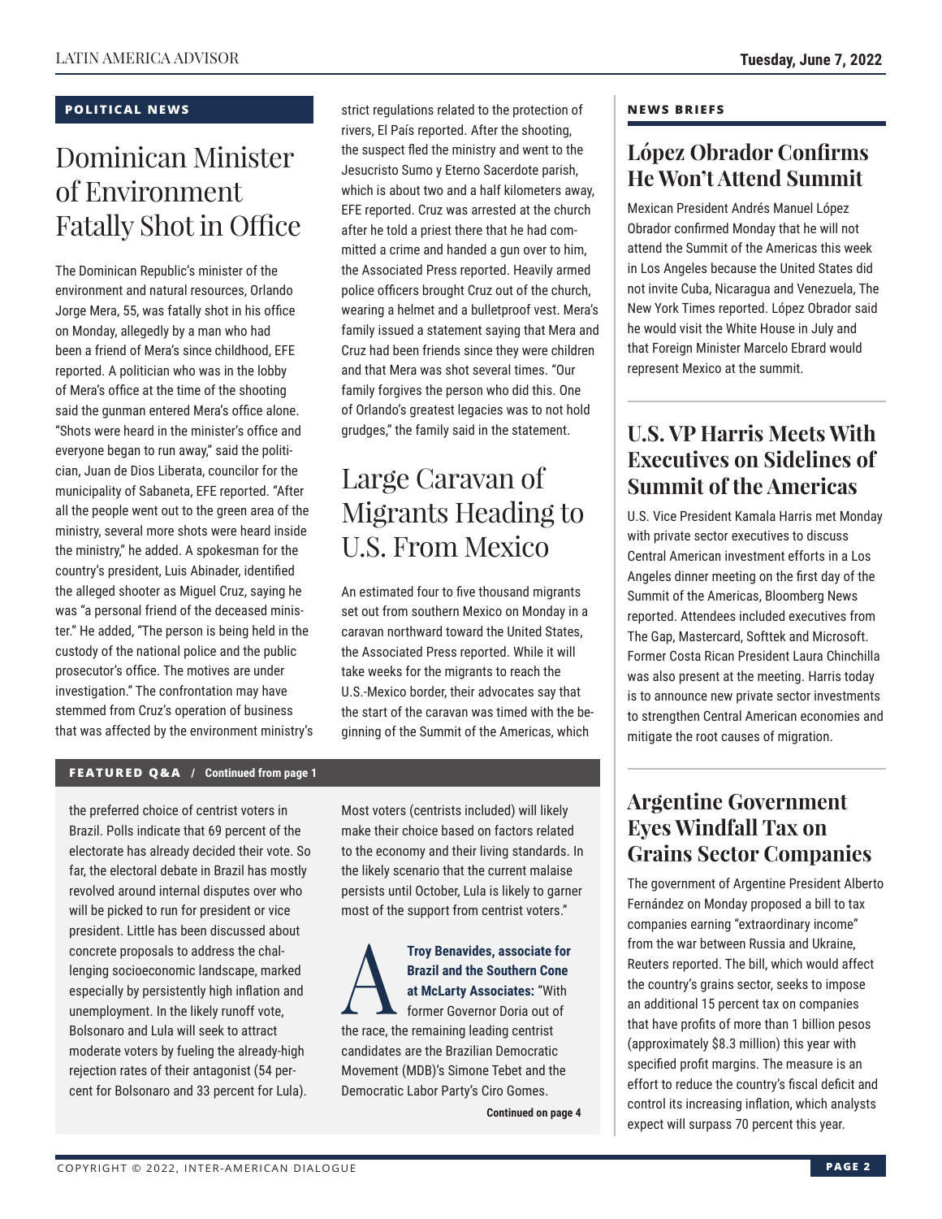## POLITICAL NEWS

# Dominican Minister of Environment Fatally Shot in Office

The Dominican Republic's minister of the environment and natural resources, Orlando Jorge Mera, 55, was fatally shot in his office on Monday, allegedly by a man who had been a friend of Mera's since childhood, EFE reported. A politician who was in the lobby of Mera's office at the time of the shooting said the gunman entered Mera's office alone. "Shots were heard in the minister's office and everyone began to run away," said the politician, Juan de Dios Liberata, councilor for the municipality of Sabaneta, EFE reported. "After all the people went out to the green area of the ministry, several more shots were heard inside the ministry," he added. A spokesman for the country's president, Luis Abinader, identified the alleged shooter as Miguel Cruz, saying he was "a personal friend of the deceased minister." He added, "The person is being held in the custody of the national police and the public prosecutor's office. The motives are under investigation." The confrontation may have stemmed from Cruz's operation of business that was affected by the environment ministry's strict regulations related to the protection of rivers, El País reported. After the shooting, the suspect fled the ministry and went to the Jesucristo Sumo y Eterno Sacerdote parish, which is about two and a half kilometers away, EFE reported. Cruz was arrested at the church after he told a priest there that he had committed a crime and handed a gun over to him, the Associated Press reported. Heavily armed police officers brought Cruz out of the church, wearing a helmet and a bulletproof vest. Mera's family issued a statement saying that Mera and Cruz had been friends since they were children and that Mera was shot several times. "Our family forgives the person who did this. One of Orlando's greatest legacies was to not hold grudges," the family said in the statement.

# Large Caravan of Migrants Heading to U.S. From Mexico

An estimated four to five thousand migrants set out from southern Mexico on Monday in a caravan northward toward the United States, the Associated Press reported. While it will take weeks for the migrants to reach the U.S.-Mexico border, their advocates say that the start of the caravan was timed with the beginning of the Summit of the Americas, which

## FEATURED Q&A / Continued from page 1

the preferred choice of centrist voters in Brazil. Polls indicate that 69 percent of the electorate has already decided their vote. So far, the electoral debate in Brazil has mostly revolved around internal disputes over who will be picked to run for president or vice president. Little has been discussed about concrete proposals to address the challenging socioeconomic landscape, marked especially by persistently high inflation and unemployment. In the likely runoff vote, Bolsonaro and Lula will seek to attract moderate voters by fueling the already-high rejection rates of their antagonist (54 percent for Bolsonaro and 33 percent for Lula). Most voters (centrists included) will likely make their choice based on factors related to the economy and their living standards. In the likely scenario that the current malaise persists until October, Lula is likely to garner most of the support from centrist voters."

A **Troy Benavides, associate for Brazil and the Southern Cone at McLarty Associates:** "With former Governor Doria out of the race, the remaining leading centrist candidates are the Brazilian Democratic Movement (MDB)'s Simone Tebet and the Democratic Labor Party's Ciro Gomes.

**Continued on page 4**

## NEWS BRIEFS

### López Obrador Confirms He Won't Attend Summit

Mexican President Andrés Manuel López Obrador confirmed Monday that he will not attend the Summit of the Americas this week in Los Angeles because the United States did not invite Cuba, Nicaragua and Venezuela, The New York Times reported. López Obrador said he would visit the White House in July and that Foreign Minister Marcelo Ebrard would represent Mexico at the summit.

### U.S. VP Harris Meets With Executives on Sidelines of Summit of the Americas

U.S. Vice President Kamala Harris met Monday with private sector executives to discuss Central American investment efforts in a Los Angeles dinner meeting on the first day of the Summit of the Americas, Bloomberg News reported. Attendees included executives from The Gap, Mastercard, Softtek and Microsoft. Former Costa Rican President Laura Chinchilla was also present at the meeting. Harris today is to announce new private sector investments to strengthen Central American economies and mitigate the root causes of migration.

### Argentine Government Eyes Windfall Tax on Grains Sector Companies

The government of Argentine President Alberto Fernández on Monday proposed a bill to tax companies earning "extraordinary income" from the war between Russia and Ukraine, Reuters reported. The bill, which would affect the country's grains sector, seeks to impose an additional 15 percent tax on companies that have profits of more than 1 billion pesos (approximately $8.3 million) this year with specified profit margins. The measure is an effort to reduce the country's fiscal deficit and control its increasing inflation, which analysts expect will surpass 70 percent this year.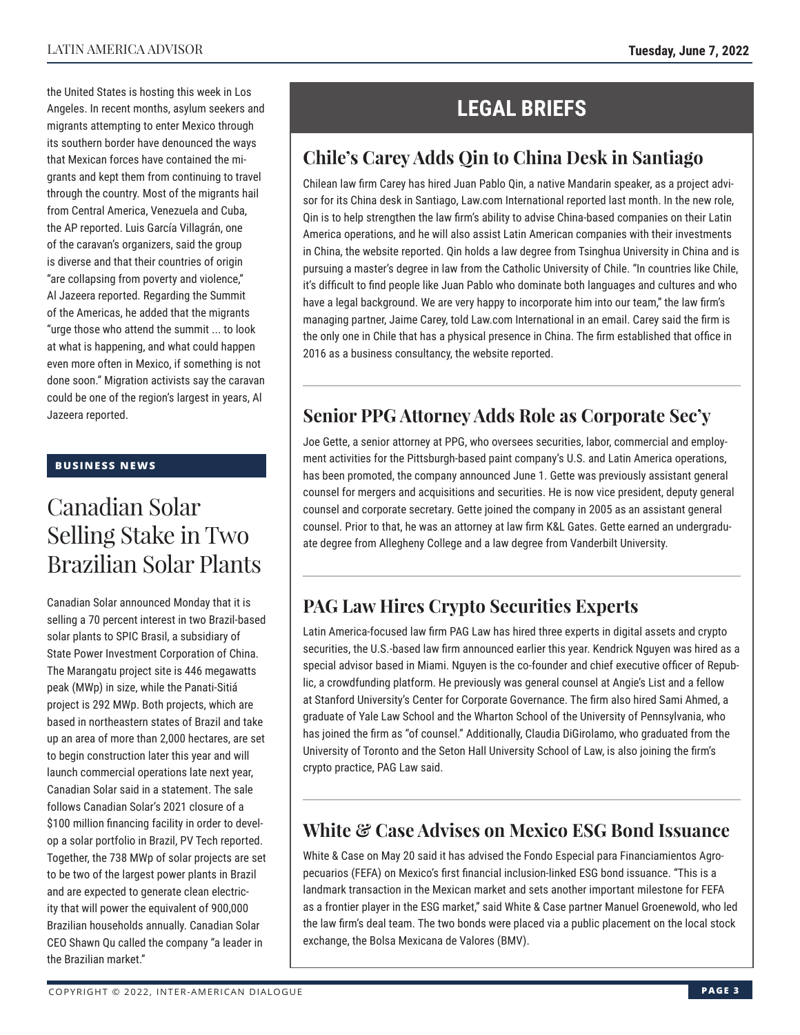the United States is hosting this week in Los Angeles. In recent months, asylum seekers and migrants attempting to enter Mexico through its southern border have denounced the ways that Mexican forces have contained the migrants and kept them from continuing to travel through the country. Most of the migrants hail from Central America, Venezuela and Cuba, the AP reported. Luis García Villagrán, one of the caravan's organizers, said the group is diverse and that their countries of origin "are collapsing from poverty and violence," Al Jazeera reported. Regarding the Summit of the Americas, he added that the migrants "urge those who attend the summit ... to look at what is happening, and what could happen even more often in Mexico, if something is not done soon." Migration activists say the caravan could be one of the region's largest in years, Al Jazeera reported.

**BUSINESS NEWS**

# Canadian Solar Selling Stake in Two Brazilian Solar Plants

Canadian Solar announced Monday that it is selling a 70 percent interest in two Brazil-based solar plants to SPIC Brasil, a subsidiary of State Power Investment Corporation of China. The Marangatu project site is 446 megawatts peak (MWp) in size, while the Panati-Sitiá project is 292 MWp. Both projects, which are based in northeastern states of Brazil and take up an area of more than 2,000 hectares, are set to begin construction later this year and will launch commercial operations late next year, Canadian Solar said in a statement. The sale follows Canadian Solar's 2021 closure of a $100 million financing facility in order to develop a solar portfolio in Brazil, PV Tech reported. Together, the 738 MWp of solar projects are set to be two of the largest power plants in Brazil and are expected to generate clean electricity that will power the equivalent of 900,000 Brazilian households annually. Canadian Solar CEO Shawn Qu called the company "a leader in the Brazilian market."

## LEGAL BRIEFS

### Chile's Carey Adds Qin to China Desk in Santiago

Chilean law firm Carey has hired Juan Pablo Qin, a native Mandarin speaker, as a project advisor for its China desk in Santiago, Law.com International reported last month. In the new role, Qin is to help strengthen the law firm's ability to advise China-based companies on their Latin America operations, and he will also assist Latin American companies with their investments in China, the website reported. Qin holds a law degree from Tsinghua University in China and is pursuing a master's degree in law from the Catholic University of Chile. "In countries like Chile, it's difficult to find people like Juan Pablo who dominate both languages and cultures and who have a legal background. We are very happy to incorporate him into our team," the law firm's managing partner, Jaime Carey, told Law.com International in an email. Carey said the firm is the only one in Chile that has a physical presence in China. The firm established that office in 2016 as a business consultancy, the website reported.

### Senior PPG Attorney Adds Role as Corporate Sec'y

Joe Gette, a senior attorney at PPG, who oversees securities, labor, commercial and employment activities for the Pittsburgh-based paint company's U.S. and Latin America operations, has been promoted, the company announced June 1. Gette was previously assistant general counsel for mergers and acquisitions and securities. He is now vice president, deputy general counsel and corporate secretary. Gette joined the company in 2005 as an assistant general counsel. Prior to that, he was an attorney at law firm K&L Gates. Gette earned an undergraduate degree from Allegheny College and a law degree from Vanderbilt University.

### PAG Law Hires Crypto Securities Experts

Latin America-focused law firm PAG Law has hired three experts in digital assets and crypto securities, the U.S.-based law firm announced earlier this year. Kendrick Nguyen was hired as a special advisor based in Miami. Nguyen is the co-founder and chief executive officer of Republic, a crowdfunding platform. He previously was general counsel at Angie's List and a fellow at Stanford University's Center for Corporate Governance. The firm also hired Sami Ahmed, a graduate of Yale Law School and the Wharton School of the University of Pennsylvania, who has joined the firm as "of counsel." Additionally, Claudia DiGirolamo, who graduated from the University of Toronto and the Seton Hall University School of Law, is also joining the firm's crypto practice, PAG Law said.

### White & Case Advises on Mexico ESG Bond Issuance

White & Case on May 20 said it has advised the Fondo Especial para Financiamientos Agropecuarios (FEFA) on Mexico's first financial inclusion-linked ESG bond issuance. "This is a landmark transaction in the Mexican market and sets another important milestone for FEFA as a frontier player in the ESG market," said White & Case partner Manuel Groenewold, who led the law firm's deal team. The two bonds were placed via a public placement on the local stock exchange, the Bolsa Mexicana de Valores (BMV).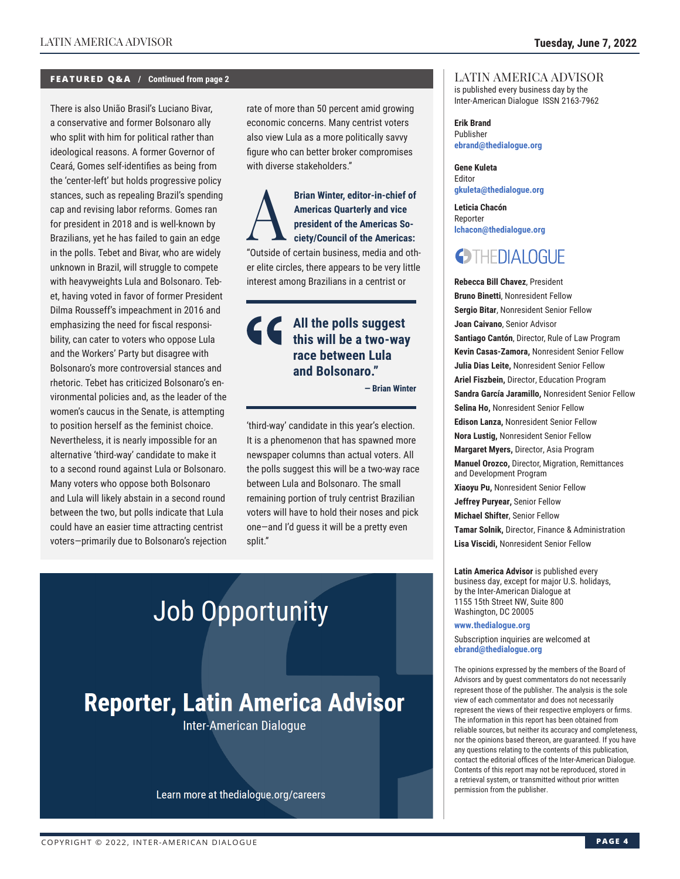**FEATURED Q&A / Continued from page 2**

There is also União Brasil's Luciano Bivar, a conservative and former Bolsonaro ally who split with him for political rather than ideological reasons. A former Governor of Ceará, Gomes self-identifies as being from the 'center-left' but holds progressive policy stances, such as repealing Brazil's spending cap and revising labor reforms. Gomes ran for president in 2018 and is well-known by Brazilians, yet he has failed to gain an edge in the polls. Tebet and Bivar, who are widely unknown in Brazil, will struggle to compete with heavyweights Lula and Bolsonaro. Tebet, having voted in favor of former President Dilma Rousseff's impeachment in 2016 and emphasizing the need for fiscal responsibility, can cater to voters who oppose Lula and the Workers' Party but disagree with Bolsonaro's more controversial stances and rhetoric. Tebet has criticized Bolsonaro's environmental policies and, as the leader of the women's caucus in the Senate, is attempting to position herself as the feminist choice. Nevertheless, it is nearly impossible for an alternative 'third-way' candidate to make it to a second round against Lula or Bolsonaro. Many voters who oppose both Bolsonaro and Lula will likely abstain in a second round between the two, but polls indicate that Lula could have an easier time attracting centrist voters—primarily due to Bolsonaro's rejection rate of more than 50 percent amid growing economic concerns. Many centrist voters also view Lula as a more politically savvy figure who can better broker compromises with diverse stakeholders."

**A** **Brian Winter, editor-in-chief of Americas Quarterly and vice president of the Americas Society/Council of the Americas:** "Outside of certain business, media and other elite circles, there appears to be very little interest among Brazilians in a centrist or 'third-way' candidate in this year's election. It is a phenomenon that has spawned more newspaper columns than actual voters. All the polls suggest this will be a two-way race between Lula and Bolsonaro. The small remaining portion of truly centrist Brazilian voters will have to hold their noses and pick one—and I'd guess it will be a pretty even split."

> **All the polls suggest this will be a two-way race between Lula and Bolsonaro."**
>
> **— Brian Winter**

# Job Opportunity

## Reporter, Latin America Advisor

Inter-American Dialogue

Learn more at thedialogue.org/careers

---

LATIN AMERICA ADVISOR
is published every business day by the Inter-American Dialogue ISSN 2163-7962

**Erik Brand**
Publisher
ebrand@thedialogue.org

**Gene Kuleta**
Editor
gkuleta@thedialogue.org

**Leticia Chacón**
Reporter
lchacon@thedialogue.org

THEDIALOGUE

**Rebecca Bill Chavez**, President
**Bruno Binetti**, Nonresident Fellow
**Sergio Bitar**, Nonresident Senior Fellow
**Joan Caivano**, Senior Advisor
**Santiago Cantón**, Director, Rule of Law Program
**Kevin Casas-Zamora,** Nonresident Senior Fellow
**Julia Dias Leite,** Nonresident Senior Fellow
**Ariel Fiszbein,** Director, Education Program
**Sandra García Jaramillo,** Nonresident Senior Fellow
**Selina Ho,** Nonresident Senior Fellow
**Edison Lanza,** Nonresident Senior Fellow
**Nora Lustig,** Nonresident Senior Fellow
**Margaret Myers,** Director, Asia Program
**Manuel Orozco,** Director, Migration, Remittances and Development Program
**Xiaoyu Pu,** Nonresident Senior Fellow
**Jeffrey Puryear,** Senior Fellow
**Michael Shifter,** Senior Fellow
**Tamar Solnik,** Director, Finance & Administration
**Lisa Viscidi,** Nonresident Senior Fellow

**Latin America Advisor** is published every business day, except for major U.S. holidays, by the Inter-American Dialogue at 1155 15th Street NW, Suite 800 Washington, DC 20005

www.thedialogue.org

Subscription inquiries are welcomed at ebrand@thedialogue.org

The opinions expressed by the members of the Board of Advisors and by guest commentators do not necessarily represent those of the publisher. The analysis is the sole view of each commentator and does not necessarily represent the views of their respective employers or firms. The information in this report has been obtained from reliable sources, but neither its accuracy and completeness, nor the opinions based thereon, are guaranteed. If you have any questions relating to the contents of this publication, contact the editorial offices of the Inter-American Dialogue. Contents of this report may not be reproduced, stored in a retrieval system, or transmitted without prior written permission from the publisher.